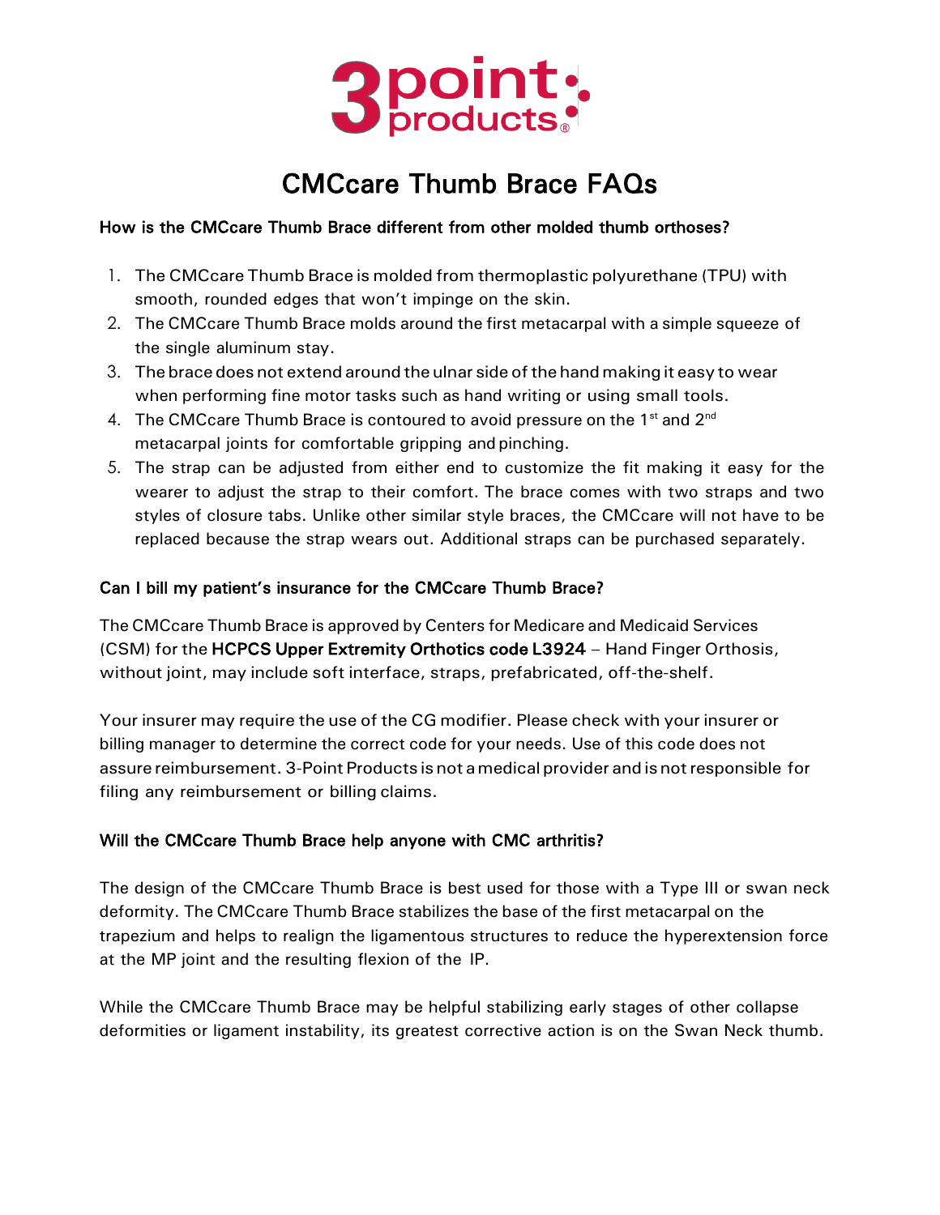3point products®

# CMCcare Thumb Brace FAQs

### How is the CMCcare Thumb Brace different from other molded thumb orthoses?

1. The CMCcare Thumb Brace is molded from thermoplastic polyurethane (TPU) with smooth, rounded edges that won't impinge on the skin.
2. The CMCcare Thumb Brace molds around the first metacarpal with a simple squeeze of the single aluminum stay.
3. The brace does not extend around the ulnar side of the hand making it easy to wear when performing fine motor tasks such as hand writing or using small tools.
4. The CMCcare Thumb Brace is contoured to avoid pressure on the 1st and 2nd metacarpal joints for comfortable gripping and pinching.
5. The strap can be adjusted from either end to customize the fit making it easy for the wearer to adjust the strap to their comfort. The brace comes with two straps and two styles of closure tabs. Unlike other similar style braces, the CMCcare will not have to be replaced because the strap wears out. Additional straps can be purchased separately.

### Can I bill my patient's insurance for the CMCcare Thumb Brace?

The CMCcare Thumb Brace is approved by Centers for Medicare and Medicaid Services (CSM) for the **HCPCS Upper Extremity Orthotics code L3924** – Hand Finger Orthosis, without joint, may include soft interface, straps, prefabricated, off-the-shelf.

Your insurer may require the use of the CG modifier. Please check with your insurer or billing manager to determine the correct code for your needs. Use of this code does not assure reimbursement. 3-Point Products is not a medical provider and is not responsible for filing any reimbursement or billing claims.

### Will the CMCcare Thumb Brace help anyone with CMC arthritis?

The design of the CMCcare Thumb Brace is best used for those with a Type III or swan neck deformity. The CMCcare Thumb Brace stabilizes the base of the first metacarpal on the trapezium and helps to realign the ligamentous structures to reduce the hyperextension force at the MP joint and the resulting flexion of the IP.

While the CMCcare Thumb Brace may be helpful stabilizing early stages of other collapse deformities or ligament instability, its greatest corrective action is on the Swan Neck thumb.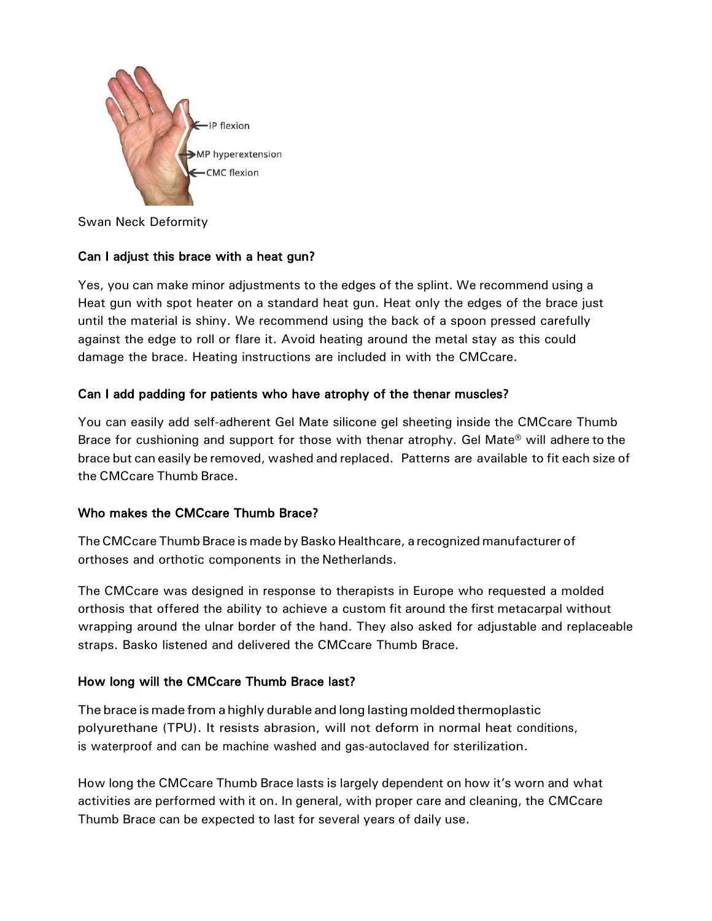IP flexion

MP hyperextension

CMC flexion

Swan Neck Deformity

### Can I adjust this brace with a heat gun?

Yes, you can make minor adjustments to the edges of the splint. We recommend using a Heat gun with spot heater on a standard heat gun. Heat only the edges of the brace just until the material is shiny. We recommend using the back of a spoon pressed carefully against the edge to roll or flare it. Avoid heating around the metal stay as this could damage the brace. Heating instructions are included in with the CMCcare.

### Can I add padding for patients who have atrophy of the thenar muscles?

You can easily add self-adherent Gel Mate silicone gel sheeting inside the CMCcare Thumb Brace for cushioning and support for those with thenar atrophy. Gel Mate® will adhere to the brace but can easily be removed, washed and replaced. Patterns are available to fit each size of the CMCcare Thumb Brace.

### Who makes the CMCcare Thumb Brace?

The CMCcare Thumb Brace is made by Basko Healthcare, a recognized manufacturer of orthoses and orthotic components in the Netherlands.

The CMCcare was designed in response to therapists in Europe who requested a molded orthosis that offered the ability to achieve a custom fit around the first metacarpal without wrapping around the ulnar border of the hand. They also asked for adjustable and replaceable straps. Basko listened and delivered the CMCcare Thumb Brace.

### How long will the CMCcare Thumb Brace last?

The brace is made from a highly durable and long lasting molded thermoplastic polyurethane (TPU). It resists abrasion, will not deform in normal heat conditions, is waterproof and can be machine washed and gas-autoclaved for sterilization.

How long the CMCcare Thumb Brace lasts is largely dependent on how it's worn and what activities are performed with it on. In general, with proper care and cleaning, the CMCcare Thumb Brace can be expected to last for several years of daily use.